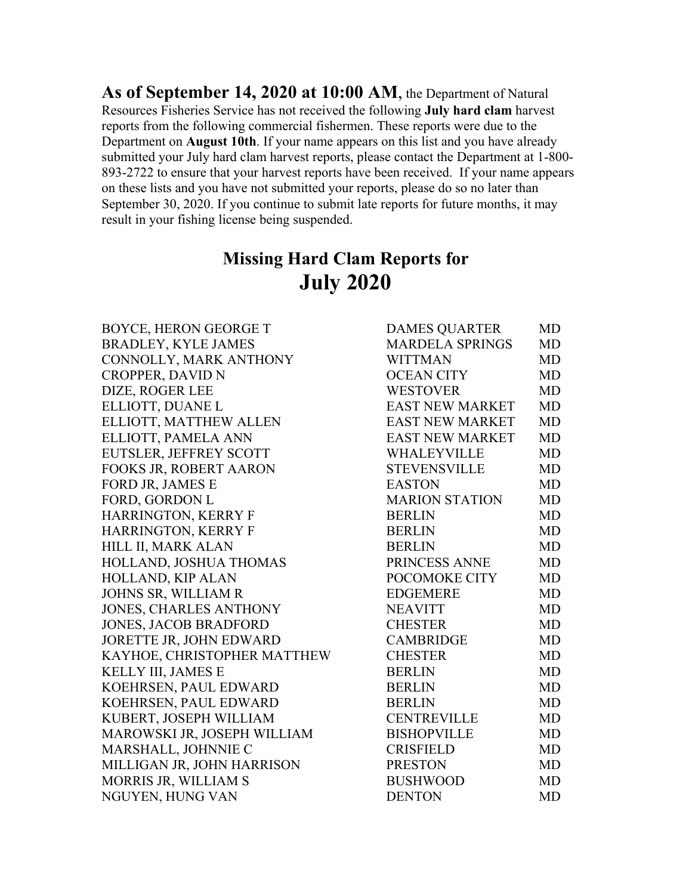**As of September 14, 2020 at 10:00 AM**, the Department of Natural Resources Fisheries Service has not received the following **July hard clam** harvest reports from the following commercial fishermen. These reports were due to the Department on **August 10th**. If your name appears on this list and you have already submitted your July hard clam harvest reports, please contact the Department at 1-800-893-2722 to ensure that your harvest reports have been received. If your name appears on these lists and you have not submitted your reports, please do so no later than September 30, 2020. If you continue to submit late reports for future months, it may result in your fishing license being suspended.

## Missing Hard Clam Reports for
# July 2020

| | | |
|---|---|---|
| BOYCE, HERON GEORGE T | DAMES QUARTER | MD |
| BRADLEY, KYLE JAMES | MARDELA SPRINGS | MD |
| CONNOLLY, MARK ANTHONY | WITTMAN | MD |
| CROPPER, DAVID N | OCEAN CITY | MD |
| DIZE, ROGER LEE | WESTOVER | MD |
| ELLIOTT, DUANE L | EAST NEW MARKET | MD |
| ELLIOTT, MATTHEW ALLEN | EAST NEW MARKET | MD |
| ELLIOTT, PAMELA ANN | EAST NEW MARKET | MD |
| EUTSLER, JEFFREY SCOTT | WHALEYVILLE | MD |
| FOOKS JR, ROBERT AARON | STEVENSVILLE | MD |
| FORD JR, JAMES E | EASTON | MD |
| FORD, GORDON L | MARION STATION | MD |
| HARRINGTON, KERRY F | BERLIN | MD |
| HARRINGTON, KERRY F | BERLIN | MD |
| HILL II, MARK ALAN | BERLIN | MD |
| HOLLAND, JOSHUA THOMAS | PRINCESS ANNE | MD |
| HOLLAND, KIP ALAN | POCOMOKE CITY | MD |
| JOHNS SR, WILLIAM R | EDGEMERE | MD |
| JONES, CHARLES ANTHONY | NEAVITT | MD |
| JONES, JACOB BRADFORD | CHESTER | MD |
| JORETTE JR, JOHN EDWARD | CAMBRIDGE | MD |
| KAYHOE, CHRISTOPHER MATTHEW | CHESTER | MD |
| KELLY III, JAMES E | BERLIN | MD |
| KOEHRSEN, PAUL EDWARD | BERLIN | MD |
| KOEHRSEN, PAUL EDWARD | BERLIN | MD |
| KUBERT, JOSEPH WILLIAM | CENTREVILLE | MD |
| MAROWSKI JR, JOSEPH WILLIAM | BISHOPVILLE | MD |
| MARSHALL, JOHNNIE C | CRISFIELD | MD |
| MILLIGAN JR, JOHN HARRISON | PRESTON | MD |
| MORRIS JR, WILLIAM S | BUSHWOOD | MD |
| NGUYEN, HUNG VAN | DENTON | MD |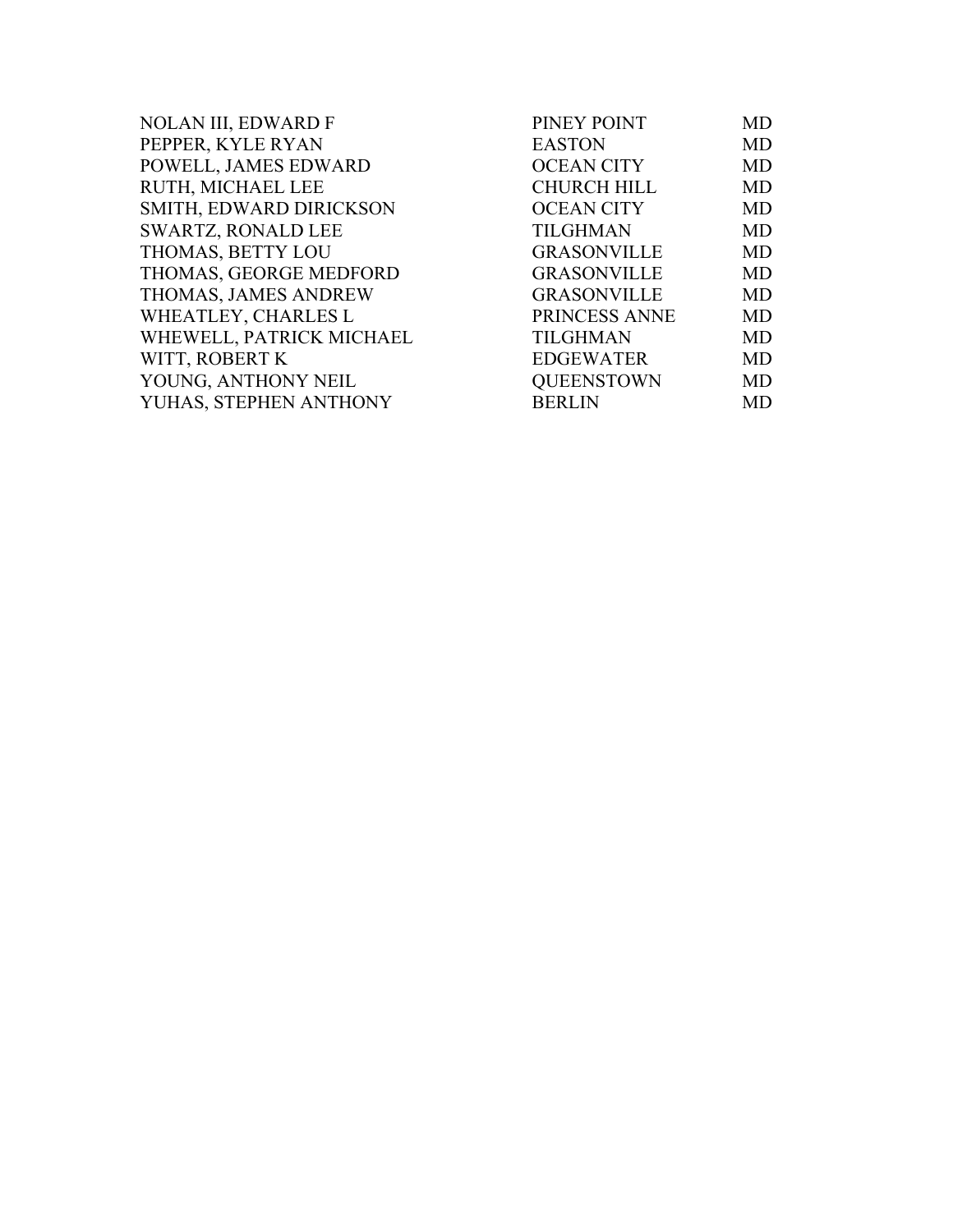| | | |
|---|---|---|
| NOLAN III, EDWARD F | PINEY POINT | MD |
| PEPPER, KYLE RYAN | EASTON | MD |
| POWELL, JAMES EDWARD | OCEAN CITY | MD |
| RUTH, MICHAEL LEE | CHURCH HILL | MD |
| SMITH, EDWARD DIRICKSON | OCEAN CITY | MD |
| SWARTZ, RONALD LEE | TILGHMAN | MD |
| THOMAS, BETTY LOU | GRASONVILLE | MD |
| THOMAS, GEORGE MEDFORD | GRASONVILLE | MD |
| THOMAS, JAMES ANDREW | GRASONVILLE | MD |
| WHEATLEY, CHARLES L | PRINCESS ANNE | MD |
| WHEWELL, PATRICK MICHAEL | TILGHMAN | MD |
| WITT, ROBERT K | EDGEWATER | MD |
| YOUNG, ANTHONY NEIL | QUEENSTOWN | MD |
| YUHAS, STEPHEN ANTHONY | BERLIN | MD |